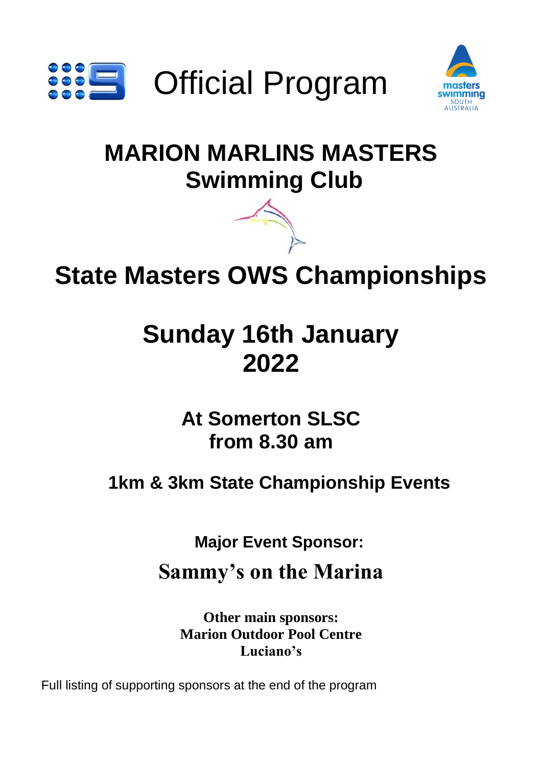# Official Program

# MARION MARLINS MASTERS Swimming Club

# State Masters OWS Championships

## Sunday 16th January 2022

### At Somerton SLSC from 8.30 am

### 1km & 3km State Championship Events

**Major Event Sponsor:**

**Sammy's on the Marina**

**Other main sponsors:**
**Marion Outdoor Pool Centre**
**Luciano's**

Full listing of supporting sponsors at the end of the program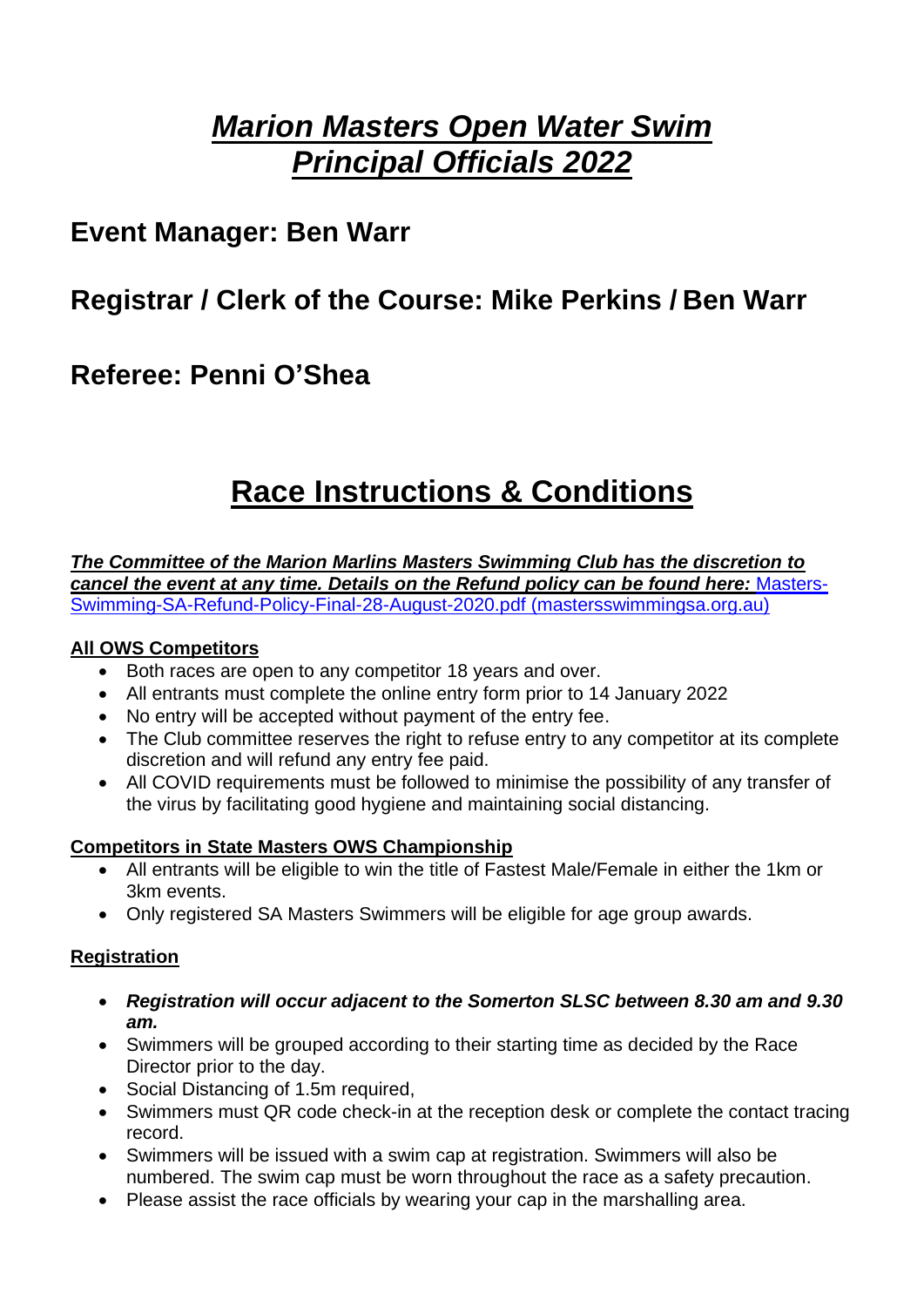# *Marion Masters Open Water Swim Principal Officials 2022*

## Event Manager: Ben Warr

## Registrar / Clerk of the Course: Mike Perkins / Ben Warr

## Referee: Penni O'Shea

# Race Instructions & Conditions

***The Committee of the Marion Marlins Masters Swimming Club has the discretion to cancel the event at any time. Details on the Refund policy can be found here:*** [Masters-Swimming-SA-Refund-Policy-Final-28-August-2020.pdf (mastersswimmingsa.org.au)]

**All OWS Competitors**

- Both races are open to any competitor 18 years and over.
- All entrants must complete the online entry form prior to 14 January 2022
- No entry will be accepted without payment of the entry fee.
- The Club committee reserves the right to refuse entry to any competitor at its complete discretion and will refund any entry fee paid.
- All COVID requirements must be followed to minimise the possibility of any transfer of the virus by facilitating good hygiene and maintaining social distancing.

**Competitors in State Masters OWS Championship**

- All entrants will be eligible to win the title of Fastest Male/Female in either the 1km or 3km events.
- Only registered SA Masters Swimmers will be eligible for age group awards.

**Registration**

- ***Registration will occur adjacent to the Somerton SLSC between 8.30 am and 9.30 am.***
- Swimmers will be grouped according to their starting time as decided by the Race Director prior to the day.
- Social Distancing of 1.5m required,
- Swimmers must QR code check-in at the reception desk or complete the contact tracing record.
- Swimmers will be issued with a swim cap at registration. Swimmers will also be numbered. The swim cap must be worn throughout the race as a safety precaution.
- Please assist the race officials by wearing your cap in the marshalling area.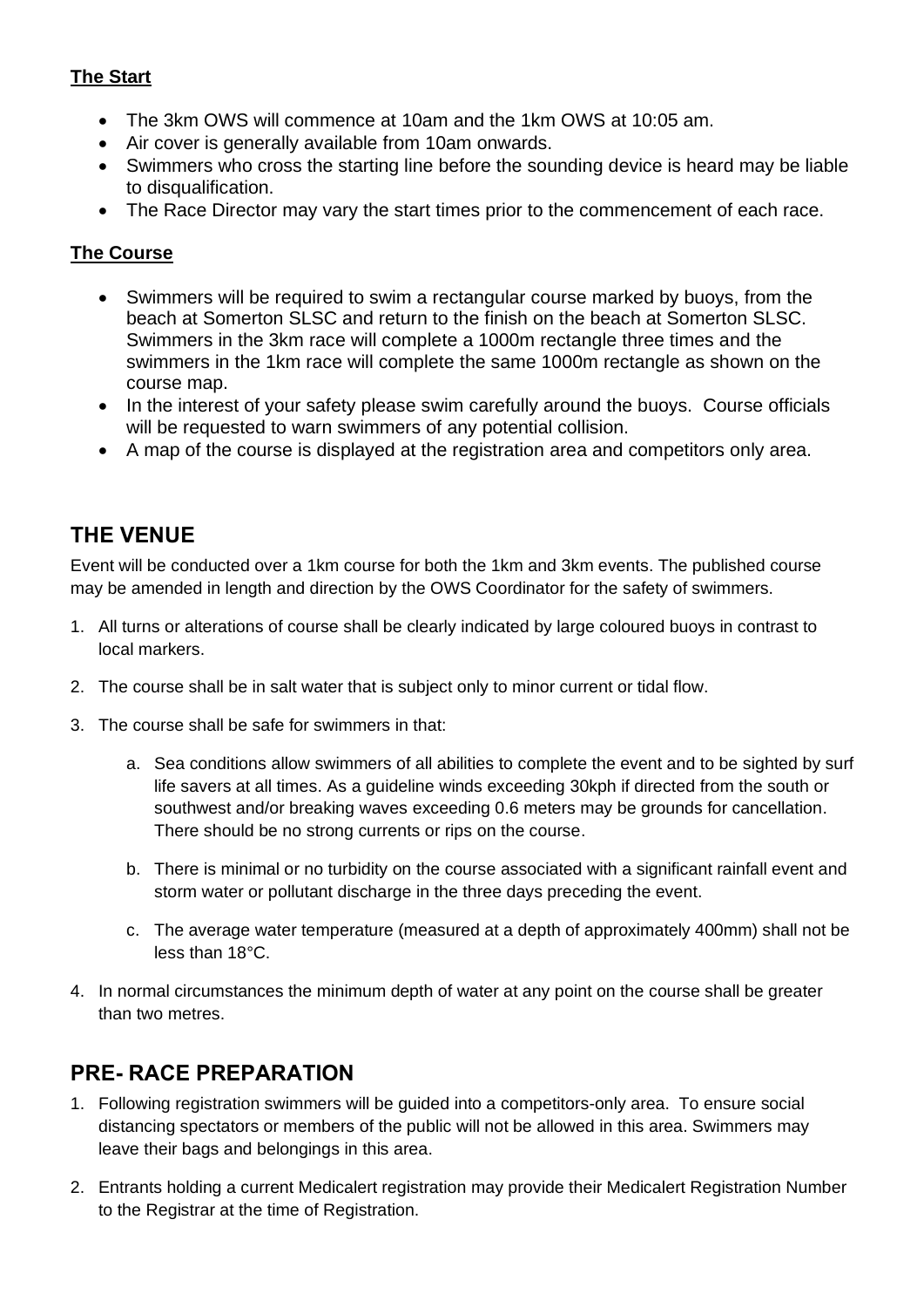### The Start

- The 3km OWS will commence at 10am and the 1km OWS at 10:05 am.
- Air cover is generally available from 10am onwards.
- Swimmers who cross the starting line before the sounding device is heard may be liable to disqualification.
- The Race Director may vary the start times prior to the commencement of each race.

### The Course

- Swimmers will be required to swim a rectangular course marked by buoys, from the beach at Somerton SLSC and return to the finish on the beach at Somerton SLSC. Swimmers in the 3km race will complete a 1000m rectangle three times and the swimmers in the 1km race will complete the same 1000m rectangle as shown on the course map.
- In the interest of your safety please swim carefully around the buoys. Course officials will be requested to warn swimmers of any potential collision.
- A map of the course is displayed at the registration area and competitors only area.

## THE VENUE

Event will be conducted over a 1km course for both the 1km and 3km events. The published course may be amended in length and direction by the OWS Coordinator for the safety of swimmers.

1. All turns or alterations of course shall be clearly indicated by large coloured buoys in contrast to local markers.
2. The course shall be in salt water that is subject only to minor current or tidal flow.
3. The course shall be safe for swimmers in that:
   a. Sea conditions allow swimmers of all abilities to complete the event and to be sighted by surf life savers at all times. As a guideline winds exceeding 30kph if directed from the south or southwest and/or breaking waves exceeding 0.6 meters may be grounds for cancellation. There should be no strong currents or rips on the course.
   b. There is minimal or no turbidity on the course associated with a significant rainfall event and storm water or pollutant discharge in the three days preceding the event.
   c. The average water temperature (measured at a depth of approximately 400mm) shall not be less than 18°C.
4. In normal circumstances the minimum depth of water at any point on the course shall be greater than two metres.

## PRE- RACE PREPARATION

1. Following registration swimmers will be guided into a competitors-only area. To ensure social distancing spectators or members of the public will not be allowed in this area. Swimmers may leave their bags and belongings in this area.
2. Entrants holding a current Medicalert registration may provide their Medicalert Registration Number to the Registrar at the time of Registration.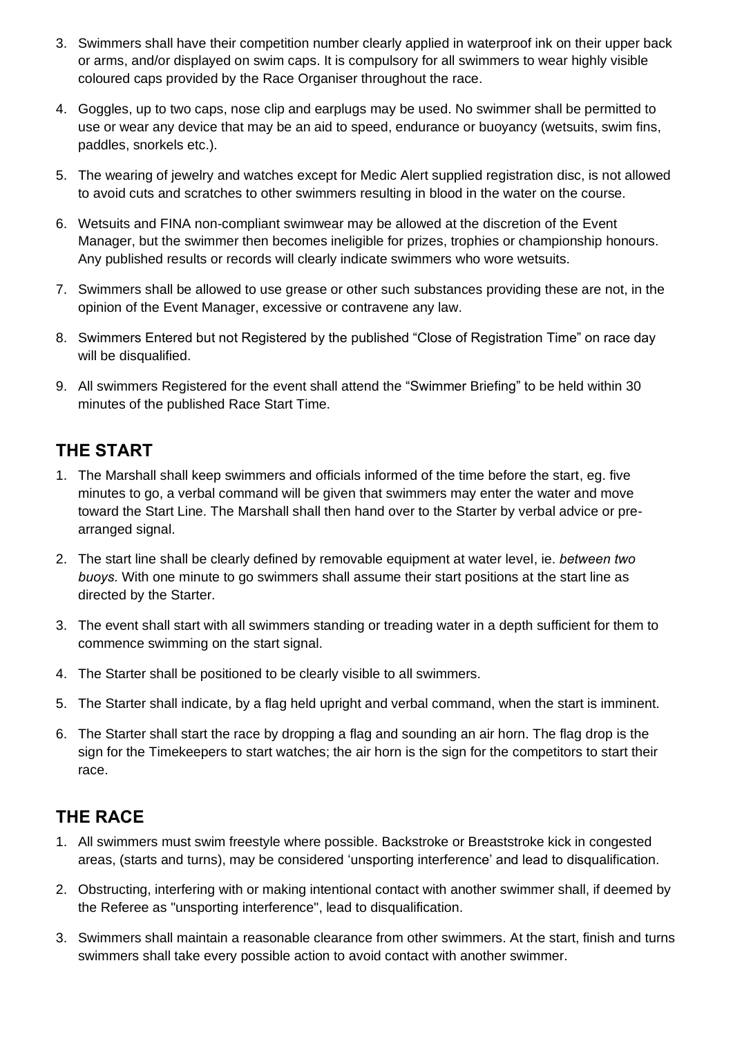3. Swimmers shall have their competition number clearly applied in waterproof ink on their upper back or arms, and/or displayed on swim caps. It is compulsory for all swimmers to wear highly visible coloured caps provided by the Race Organiser throughout the race.
4. Goggles, up to two caps, nose clip and earplugs may be used. No swimmer shall be permitted to use or wear any device that may be an aid to speed, endurance or buoyancy (wetsuits, swim fins, paddles, snorkels etc.).
5. The wearing of jewelry and watches except for Medic Alert supplied registration disc, is not allowed to avoid cuts and scratches to other swimmers resulting in blood in the water on the course.
6. Wetsuits and FINA non-compliant swimwear may be allowed at the discretion of the Event Manager, but the swimmer then becomes ineligible for prizes, trophies or championship honours. Any published results or records will clearly indicate swimmers who wore wetsuits.
7. Swimmers shall be allowed to use grease or other such substances providing these are not, in the opinion of the Event Manager, excessive or contravene any law.
8. Swimmers Entered but not Registered by the published "Close of Registration Time" on race day will be disqualified.
9. All swimmers Registered for the event shall attend the "Swimmer Briefing" to be held within 30 minutes of the published Race Start Time.

## THE START

1. The Marshall shall keep swimmers and officials informed of the time before the start, eg. five minutes to go, a verbal command will be given that swimmers may enter the water and move toward the Start Line. The Marshall shall then hand over to the Starter by verbal advice or pre-arranged signal.
2. The start line shall be clearly defined by removable equipment at water level, ie. *between two buoys.* With one minute to go swimmers shall assume their start positions at the start line as directed by the Starter.
3. The event shall start with all swimmers standing or treading water in a depth sufficient for them to commence swimming on the start signal.
4. The Starter shall be positioned to be clearly visible to all swimmers.
5. The Starter shall indicate, by a flag held upright and verbal command, when the start is imminent.
6. The Starter shall start the race by dropping a flag and sounding an air horn. The flag drop is the sign for the Timekeepers to start watches; the air horn is the sign for the competitors to start their race.

## THE RACE

1. All swimmers must swim freestyle where possible. Backstroke or Breaststroke kick in congested areas, (starts and turns), may be considered 'unsporting interference' and lead to disqualification.
2. Obstructing, interfering with or making intentional contact with another swimmer shall, if deemed by the Referee as "unsporting interference", lead to disqualification.
3. Swimmers shall maintain a reasonable clearance from other swimmers. At the start, finish and turns swimmers shall take every possible action to avoid contact with another swimmer.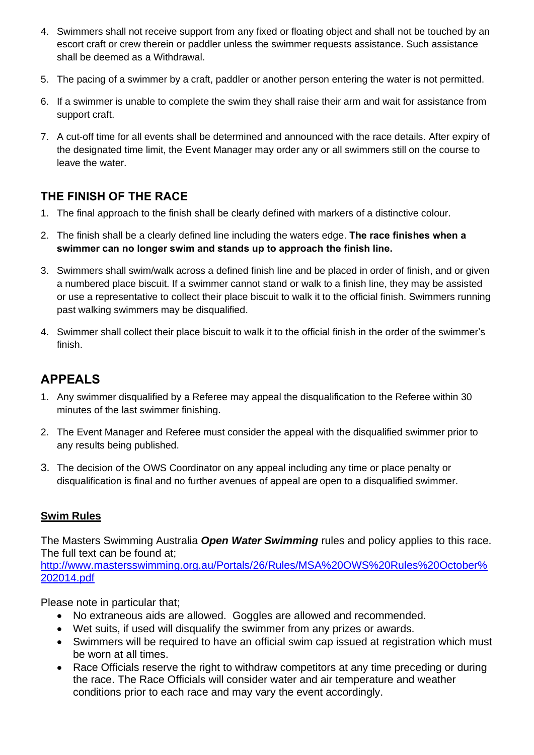4. Swimmers shall not receive support from any fixed or floating object and shall not be touched by an escort craft or crew therein or paddler unless the swimmer requests assistance. Such assistance shall be deemed as a Withdrawal.
5. The pacing of a swimmer by a craft, paddler or another person entering the water is not permitted.
6. If a swimmer is unable to complete the swim they shall raise their arm and wait for assistance from support craft.
7. A cut-off time for all events shall be determined and announced with the race details. After expiry of the designated time limit, the Event Manager may order any or all swimmers still on the course to leave the water.

### THE FINISH OF THE RACE

1. The final approach to the finish shall be clearly defined with markers of a distinctive colour.
2. The finish shall be a clearly defined line including the waters edge. **The race finishes when a swimmer can no longer swim and stands up to approach the finish line.**
3. Swimmers shall swim/walk across a defined finish line and be placed in order of finish, and or given a numbered place biscuit. If a swimmer cannot stand or walk to a finish line, they may be assisted or use a representative to collect their place biscuit to walk it to the official finish. Swimmers running past walking swimmers may be disqualified.
4. Swimmer shall collect their place biscuit to walk it to the official finish in the order of the swimmer's finish.

## APPEALS

1. Any swimmer disqualified by a Referee may appeal the disqualification to the Referee within 30 minutes of the last swimmer finishing.
2. The Event Manager and Referee must consider the appeal with the disqualified swimmer prior to any results being published.
3. The decision of the OWS Coordinator on any appeal including any time or place penalty or disqualification is final and no further avenues of appeal are open to a disqualified swimmer.

**Swim Rules**

The Masters Swimming Australia ***Open Water Swimming*** rules and policy applies to this race. The full text can be found at;
http://www.mastersswimming.org.au/Portals/26/Rules/MSA%20OWS%20Rules%20October%202014.pdf

Please note in particular that;

- No extraneous aids are allowed. Goggles are allowed and recommended.
- Wet suits, if used will disqualify the swimmer from any prizes or awards.
- Swimmers will be required to have an official swim cap issued at registration which must be worn at all times.
- Race Officials reserve the right to withdraw competitors at any time preceding or during the race. The Race Officials will consider water and air temperature and weather conditions prior to each race and may vary the event accordingly.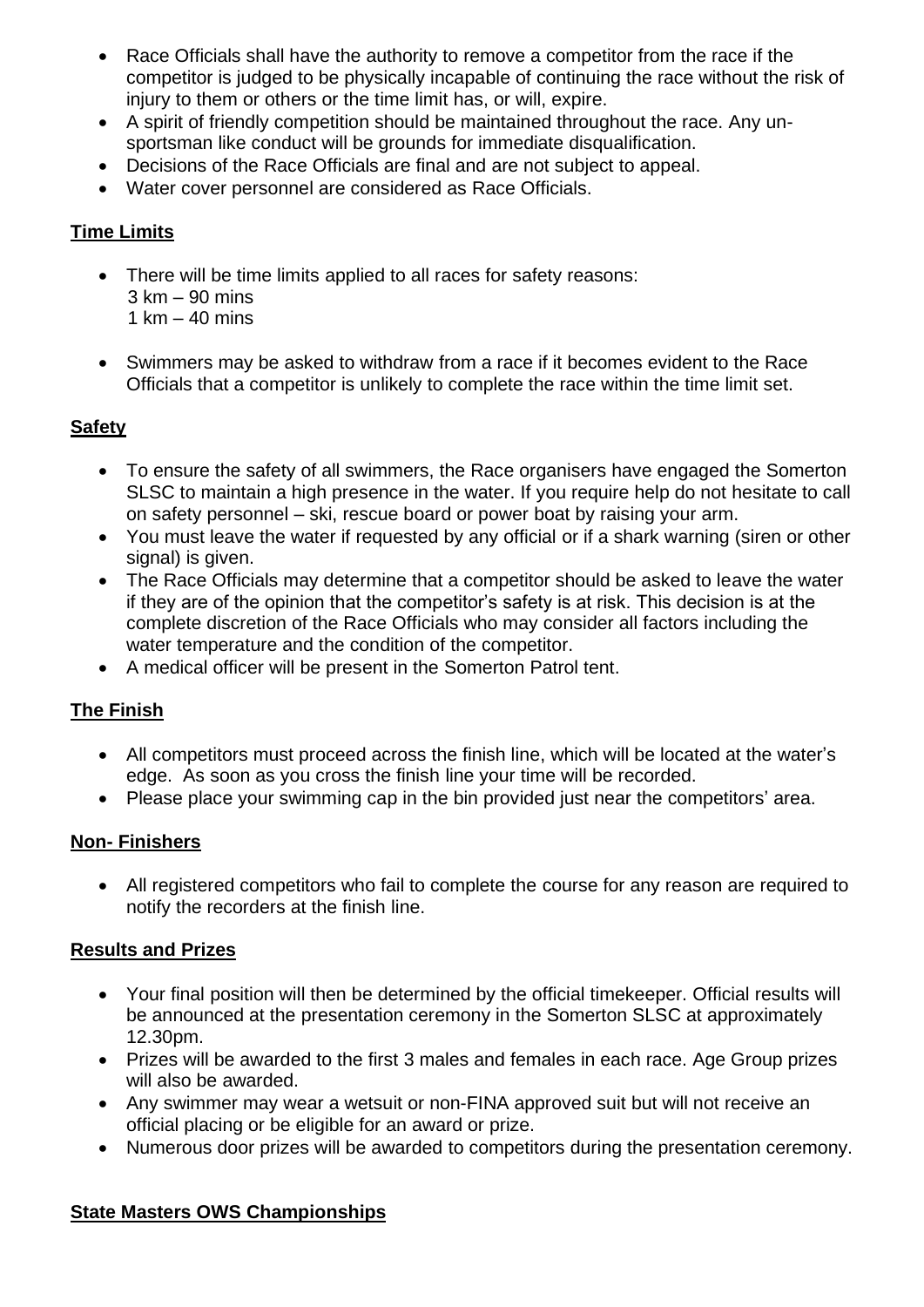- Race Officials shall have the authority to remove a competitor from the race if the competitor is judged to be physically incapable of continuing the race without the risk of injury to them or others or the time limit has, or will, expire.
- A spirit of friendly competition should be maintained throughout the race. Any un-sportsman like conduct will be grounds for immediate disqualification.
- Decisions of the Race Officials are final and are not subject to appeal.
- Water cover personnel are considered as Race Officials.

## Time Limits

- There will be time limits applied to all races for safety reasons:
  3 km – 90 mins
  1 km – 40 mins
- Swimmers may be asked to withdraw from a race if it becomes evident to the Race Officials that a competitor is unlikely to complete the race within the time limit set.

## Safety

- To ensure the safety of all swimmers, the Race organisers have engaged the Somerton SLSC to maintain a high presence in the water. If you require help do not hesitate to call on safety personnel – ski, rescue board or power boat by raising your arm.
- You must leave the water if requested by any official or if a shark warning (siren or other signal) is given.
- The Race Officials may determine that a competitor should be asked to leave the water if they are of the opinion that the competitor's safety is at risk. This decision is at the complete discretion of the Race Officials who may consider all factors including the water temperature and the condition of the competitor.
- A medical officer will be present in the Somerton Patrol tent.

## The Finish

- All competitors must proceed across the finish line, which will be located at the water's edge. As soon as you cross the finish line your time will be recorded.
- Please place your swimming cap in the bin provided just near the competitors' area.

## Non- Finishers

- All registered competitors who fail to complete the course for any reason are required to notify the recorders at the finish line.

## Results and Prizes

- Your final position will then be determined by the official timekeeper. Official results will be announced at the presentation ceremony in the Somerton SLSC at approximately 12.30pm.
- Prizes will be awarded to the first 3 males and females in each race. Age Group prizes will also be awarded.
- Any swimmer may wear a wetsuit or non-FINA approved suit but will not receive an official placing or be eligible for an award or prize.
- Numerous door prizes will be awarded to competitors during the presentation ceremony.

## State Masters OWS Championships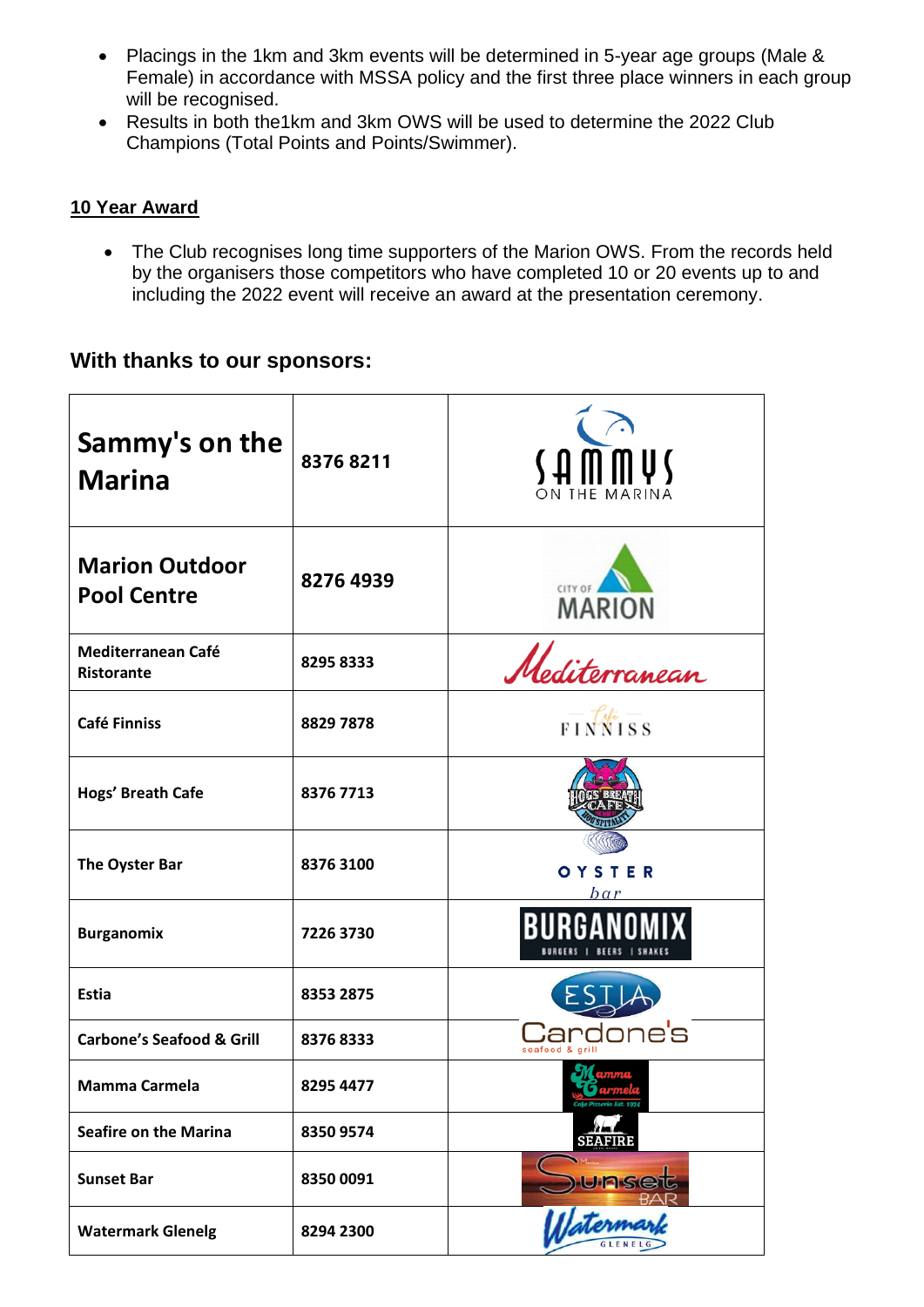- Placings in the 1km and 3km events will be determined in 5-year age groups (Male & Female) in accordance with MSSA policy and the first three place winners in each group will be recognised.
- Results in both the1km and 3km OWS will be used to determine the 2022 Club Champions (Total Points and Points/Swimmer).

**10 Year Award**

- The Club recognises long time supporters of the Marion OWS. From the records held by the organisers those competitors who have completed 10 or 20 events up to and including the 2022 event will receive an award at the presentation ceremony.

### With thanks to our sponsors:

| | | |
|---|---|---|
| **Sammy's on the Marina** | **8376 8211** | SAMMYS ON THE MARINA |
| **Marion Outdoor Pool Centre** | **8276 4939** | CITY OF MARION |
| **Mediterranean Café Ristorante** | **8295 8333** | Mediterranean |
| **Café Finniss** | **8829 7878** | Cafe FINNISS |
| **Hogs' Breath Cafe** | **8376 7713** | HOGS BREATH CAFE |
| **The Oyster Bar** | **8376 3100** | OYSTER bar |
| **Burganomix** | **7226 3730** | BURGANOMIX BURGERS \| BEERS \| SHAKES |
| **Estia** | **8353 2875** | ESTIA |
| **Carbone's Seafood & Grill** | **8376 8333** | Cardone's seafood & grill |
| **Mamma Carmela** | **8295 4477** | Mamma Carmela Cafe Pizzeria Est. 1974 |
| **Seafire on the Marina** | **8350 9574** | SEAFIRE |
| **Sunset Bar** | **8350 0091** | Sunset BAR |
| **Watermark Glenelg** | **8294 2300** | Watermark GLENELG |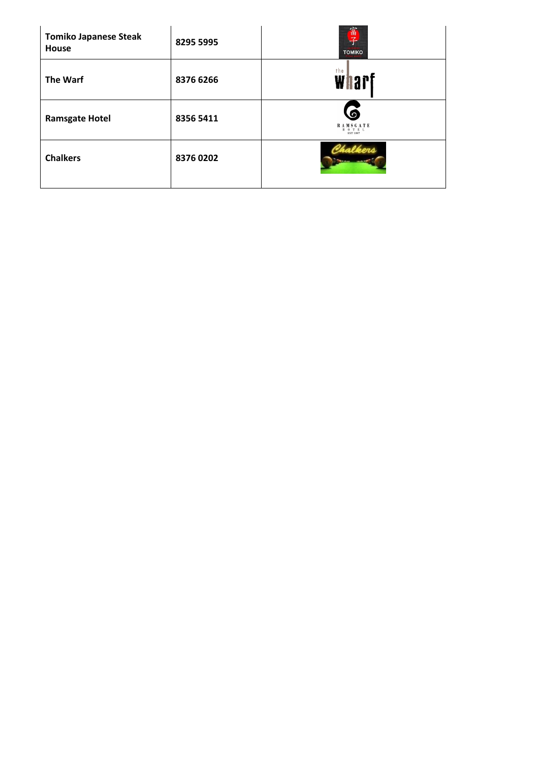| | | |
|---|---|---|
| **Tomiko Japanese Steak House** | **8295 5995** | |
| **The Warf** | **8376 6266** | |
| **Ramsgate Hotel** | **8356 5411** | |
| **Chalkers** | **8376 0202** | |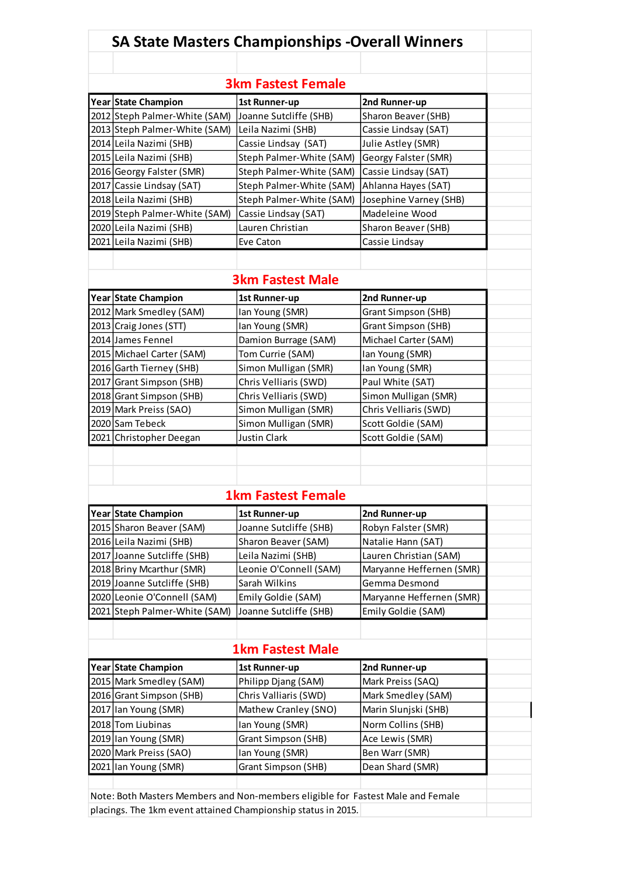# SA State Masters Championships -Overall Winners

## 3km Fastest Female

| Year | State Champion | 1st Runner-up | 2nd Runner-up |
|---|---|---|---|
| 2012 | Steph Palmer-White (SAM) | Joanne Sutcliffe (SHB) | Sharon Beaver (SHB) |
| 2013 | Steph Palmer-White (SAM) | Leila Nazimi (SHB) | Cassie Lindsay (SAT) |
| 2014 | Leila Nazimi (SHB) | Cassie Lindsay (SAT) | Julie Astley (SMR) |
| 2015 | Leila Nazimi (SHB) | Steph Palmer-White (SAM) | Georgy Falster (SMR) |
| 2016 | Georgy Falster (SMR) | Steph Palmer-White (SAM) | Cassie Lindsay (SAT) |
| 2017 | Cassie Lindsay (SAT) | Steph Palmer-White (SAM) | Ahlanna Hayes (SAT) |
| 2018 | Leila Nazimi (SHB) | Steph Palmer-White (SAM) | Josephine Varney (SHB) |
| 2019 | Steph Palmer-White (SAM) | Cassie Lindsay (SAT) | Madeleine Wood |
| 2020 | Leila Nazimi (SHB) | Lauren Christian | Sharon Beaver (SHB) |
| 2021 | Leila Nazimi (SHB) | Eve Caton | Cassie Lindsay |

## 3km Fastest Male

| Year | State Champion | 1st Runner-up | 2nd Runner-up |
|---|---|---|---|
| 2012 | Mark Smedley (SAM) | Ian Young (SMR) | Grant Simpson (SHB) |
| 2013 | Craig Jones (STT) | Ian Young (SMR) | Grant Simpson (SHB) |
| 2014 | James Fennel | Damion Burrage (SAM) | Michael Carter (SAM) |
| 2015 | Michael Carter (SAM) | Tom Currie (SAM) | Ian Young (SMR) |
| 2016 | Garth Tierney (SHB) | Simon Mulligan (SMR) | Ian Young (SMR) |
| 2017 | Grant Simpson (SHB) | Chris Velliaris (SWD) | Paul White (SAT) |
| 2018 | Grant Simpson (SHB) | Chris Velliaris (SWD) | Simon Mulligan (SMR) |
| 2019 | Mark Preiss (SAO) | Simon Mulligan (SMR) | Chris Velliaris (SWD) |
| 2020 | Sam Tebeck | Simon Mulligan (SMR) | Scott Goldie (SAM) |
| 2021 | Christopher Deegan | Justin Clark | Scott Goldie (SAM) |

## 1km Fastest Female

| Year | State Champion | 1st Runner-up | 2nd Runner-up |
|---|---|---|---|
| 2015 | Sharon Beaver (SAM) | Joanne Sutcliffe (SHB) | Robyn Falster (SMR) |
| 2016 | Leila Nazimi (SHB) | Sharon Beaver (SAM) | Natalie Hann (SAT) |
| 2017 | Joanne Sutcliffe (SHB) | Leila Nazimi (SHB) | Lauren Christian (SAM) |
| 2018 | Briny Mcarthur (SMR) | Leonie O'Connell (SAM) | Maryanne Heffernen (SMR) |
| 2019 | Joanne Sutcliffe (SHB) | Sarah Wilkins | Gemma Desmond |
| 2020 | Leonie O'Connell (SAM) | Emily Goldie (SAM) | Maryanne Heffernen (SMR) |
| 2021 | Steph Palmer-White (SAM) | Joanne Sutcliffe (SHB) | Emily Goldie (SAM) |

## 1km Fastest Male

| Year | State Champion | 1st Runner-up | 2nd Runner-up |
|---|---|---|---|
| 2015 | Mark Smedley (SAM) | Philipp Djang (SAM) | Mark Preiss (SAQ) |
| 2016 | Grant Simpson (SHB) | Chris Valliaris (SWD) | Mark Smedley (SAM) |
| 2017 | Ian Young (SMR) | Mathew Cranley (SNO) | Marin Slunjski (SHB) |
| 2018 | Tom Liubinas | Ian Young (SMR) | Norm Collins (SHB) |
| 2019 | Ian Young (SMR) | Grant Simpson (SHB) | Ace Lewis (SMR) |
| 2020 | Mark Preiss (SAO) | Ian Young (SMR) | Ben Warr (SMR) |
| 2021 | Ian Young (SMR) | Grant Simpson (SHB) | Dean Shard (SMR) |

Note: Both Masters Members and Non-members eligible for Fastest Male and Female placings. The 1km event attained Championship status in 2015.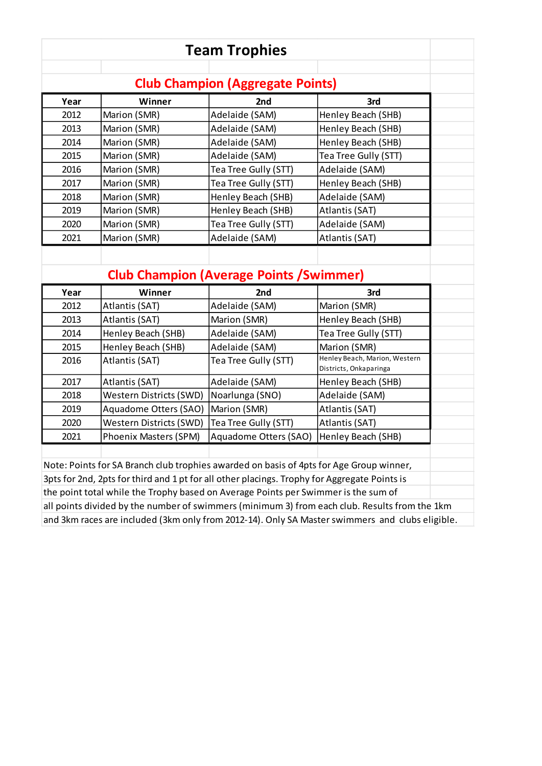# Team Trophies

## Club Champion (Aggregate Points)

| Year | Winner | 2nd | 3rd |
|---|---|---|---|
| 2012 | Marion (SMR) | Adelaide (SAM) | Henley Beach (SHB) |
| 2013 | Marion (SMR) | Adelaide (SAM) | Henley Beach (SHB) |
| 2014 | Marion (SMR) | Adelaide (SAM) | Henley Beach (SHB) |
| 2015 | Marion (SMR) | Adelaide (SAM) | Tea Tree Gully (STT) |
| 2016 | Marion (SMR) | Tea Tree Gully (STT) | Adelaide (SAM) |
| 2017 | Marion (SMR) | Tea Tree Gully (STT) | Henley Beach (SHB) |
| 2018 | Marion (SMR) | Henley Beach (SHB) | Adelaide (SAM) |
| 2019 | Marion (SMR) | Henley Beach (SHB) | Atlantis (SAT) |
| 2020 | Marion (SMR) | Tea Tree Gully (STT) | Adelaide (SAM) |
| 2021 | Marion (SMR) | Adelaide (SAM) | Atlantis (SAT) |

## Club Champion (Average Points /Swimmer)

| Year | Winner | 2nd | 3rd |
|---|---|---|---|
| 2012 | Atlantis (SAT) | Adelaide (SAM) | Marion (SMR) |
| 2013 | Atlantis (SAT) | Marion (SMR) | Henley Beach (SHB) |
| 2014 | Henley Beach (SHB) | Adelaide (SAM) | Tea Tree Gully (STT) |
| 2015 | Henley Beach (SHB) | Adelaide (SAM) | Marion (SMR) |
| 2016 | Atlantis (SAT) | Tea Tree Gully (STT) | Henley Beach, Marion, Western Districts, Onkaparinga |
| 2017 | Atlantis (SAT) | Adelaide (SAM) | Henley Beach (SHB) |
| 2018 | Western Districts (SWD) | Noarlunga (SNO) | Adelaide (SAM) |
| 2019 | Aquadome Otters (SAO) | Marion (SMR) | Atlantis (SAT) |
| 2020 | Western Districts (SWD) | Tea Tree Gully (STT) | Atlantis (SAT) |
| 2021 | Phoenix Masters (SPM) | Aquadome Otters (SAO) | Henley Beach (SHB) |

Note: Points for SA Branch club trophies awarded on basis of 4pts for Age Group winner, 3pts for 2nd, 2pts for third and 1 pt for all other placings. Trophy for Aggregate Points is the point total while the Trophy based on Average Points per Swimmer is the sum of all points divided by the number of swimmers (minimum 3) from each club. Results from the 1km and 3km races are included (3km only from 2012-14). Only SA Master swimmers and clubs eligible.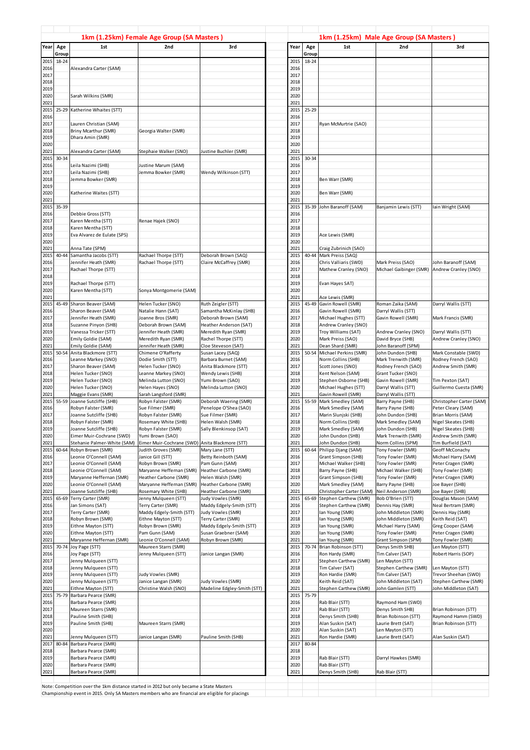## 1km (1.25km) Female Age Group (SA Masters )

| Year | Age Group | 1st | 2nd | 3rd |
|---|---|---|---|---|
| 2015 | 18-24 | | | |
| 2016 | | Alexandra Carter (SAM) | | |
| 2017 | | | | |
| 2018 | | | | |
| 2019 | | | | |
| 2020 | | Sarah Wilkins (SMR) | | |
| 2021 | | | | |
| 2015 | 25-29 | Katherine Whaites (STT) | | |
| 2016 | | | | |
| 2017 | | Lauren Christian (SAM) | | |
| 2018 | | Briny Mcarthur (SMR) | Georgia Walter (SMR) | |
| 2019 | | Dhara Amin (SMR) | | |
| 2020 | | | | |
| 2021 | | Alexandra Carter (SAM) | Stephaie Walker (SNO) | Justine Buchler (SMR) |
| 2015 | 30-34 | | | |
| 2016 | | Leila Nazimi (SHB) | Justine Marum (SAM) | |
| 2017 | | Leila Nazimi (SHB) | Jemma Bowker (SMR) | Wendy Wilkinson (STT) |
| 2018 | | Jemma Bowker (SMR) | | |
| 2019 | | | | |
| 2020 | | Katherine Waites (STT) | | |
| 2021 | | | | |
| 2015 | 35-39 | | | |
| 2016 | | Debbie Gross (STT) | | |
| 2017 | | Karen Mentha (STT) | Renae Hajek (SNO) | |
| 2018 | | Karen Mentha (STT) | | |
| 2019 | | Eva Alvarez de Eulate (SPS) | | |
| 2020 | | | | |
| 2021 | | Anna Tate (SPM) | | |
| 2015 | 40-44 | Samantha Jacobs (STT) | Rachael Thorpe (STT) | Deborah Brown (SAQ) |
| 2016 | | Jennifer Heath (SMR) | Rachael Thorpe (STT) | Claire McCaffrey (SMR) |
| 2017 | | Rachael Thorpe (STT) | | |
| 2018 | | | | |
| 2019 | | Rachael Thorpe (STT) | | |
| 2020 | | Karen Mentha (STT) | Sonya Montgomerie (SAM) | |
| 2021 | | | | |
| 2015 | 45-49 | Sharon Beaver (SAM) | Helen Tucker (SNO) | Ruth Zeigler (STT) |
| 2016 | | Sharon Beaver (SAM) | Natalie Hann (SAT) | Samantha McKinlay (SHB) |
| 2017 | | Jennifer Heath (SMR) | Joanne Bros (SMR) | Deborah Brown (SAM) |
| 2018 | | Suzanne Pinyon (SHB) | Deborah Brown (SAM) | Heather Anderson (SAT) |
| 2019 | | Vanessa Tricker (STT) | Jennifer Heath (SMR) | Meredith Ryan (SMR) |
| 2020 | | Emily Goldie (SAM) | Meredith Ryan (SMR) | Rachel Thorpe (STT) |
| 2021 | | Emily Goldie (SAM) | Jennifer Heath (SMR) | Cloe Steveson (SAT) |
| 2015 | 50-54 | Anita Blackmore (STT) | Chimene O'Rafferty | Susan Lacey (SAQ) |
| 2016 | | Leanne Markey (SNO) | Dodie Smith (STT) | Barbara Burnet (SAM) |
| 2017 | | Sharon Beaver (SAM) | Helen Tucker (SNO) | Anita Blackmore (STT) |
| 2018 | | Helen Tucker (SNO) | Leanne Markey (SNO) | Wendy Lewis (SHB) |
| 2019 | | Helen Tucker (SNO) | Melinda Lutton (SNO) | Yumi Brown (SAO) |
| 2020 | | Helen Tucker (SNO) | Helen Hayes (SNO) | Melinda Lutton (SNO) |
| 2021 | | Maggie Evans (SMR) | Sarah Langsford (SMR) | |
| 2015 | 55-59 | Joanne Sutcliffe (SHB) | Robyn Falster (SMR) | Deborah Waering (SMR) |
| 2016 | | Robyn Falster (SMR) | Sue Filmer (SMR) | Penelope O'Shea (SAO) |
| 2017 | | Joanne Sutcliffe (SHB) | Robyn Falster (SMR) | Sue Filmer (SMR) |
| 2018 | | Robyn Falster (SMR) | Rosemary White (SHB) | Helen Walsh (SMR) |
| 2019 | | Joanne Sutcliffe (SHB) | Robyn Falster (SMR) | Sally Blenkinsop (SAT) |
| 2020 | | Eimer Muir-Cochrane (SWD) | Yumi Brown (SAO) | |
| 2021 | | Stehanie Palmer-White (SAM) | Eimer Muir-Cochrane (SWD) | Anita Blackmore (STT) |
| 2015 | 60-64 | Robyn Brown (SMR) | Judith Groves (SMR) | Mary Lane (STT) |
| 2016 | | Leonie O'Connell (SAM) | Janice Gill (STT) | Betty Reinboth (SAM) |
| 2017 | | Leonie O'Connell (SAM) | Robyn Brown (SMR) | Pam Gunn (SAM) |
| 2018 | | Leonie O'Connell (SAM) | Maryanne Heffernan (SMR) | Heather Carbone (SMR) |
| 2019 | | Maryanne Heffernan (SMR) | Heather Carbone (SMR) | Helen Walsh (SMR) |
| 2020 | | Leonie O'Connell (SAM) | Maryanne Heffernan (SMR) | Heather Carbone (SMR) |
| 2021 | | Joanne Sutcliffe (SHB) | Rosemary White (SHB) | Heather Carbone (SMR) |
| 2015 | 65-69 | Terry Carter (SMR) | Jenny Mulqueen (STT) | Judy Vowles (SMR) |
| 2016 | | Jan Simons (SAT) | Terry Carter (SMR) | Maddy Edgely-Smith (STT) |
| 2017 | | Terry Carter (SMR) | Maddy Edgely-Smith (STT) | Judy Vowles (SMR) |
| 2018 | | Robyn Brown (SMR) | Eithne Mayton (STT) | Terry Carter (SMR) |
| 2019 | | Eithne Mayton (STT) | Robyn Brown (SMR) | Maddy Edgely-Smith (STT) |
| 2020 | | Eithne Mayton (STT) | Pam Gunn (SAM) | Susan Graebner (SAM) |
| 2021 | | Maryanne Heffernan (SMR) | Leonie O'Connell (SAM) | Robyn Brown (SMR) |
| 2015 | 70-74 | Joy Page (STT) | Maureen Starrs (SMR) | |
| 2016 | | Joy Page (STT) | Jenny Mulqueen (STT) | Janice Langan (SMR) |
| 2017 | | Jenny Mulqueen (STT) | | |
| 2018 | | Jenny Mulqueen (STT) | | |
| 2019 | | Jenny Mulqueen (STT) | Judy Vowles (SMR) | |
| 2020 | | Jenny Mulqueen (STT) | Janice Langan (SMR) | Judy Vowles (SMR) |
| 2021 | | Eithne Mayton (STT) | Christine Walsh (SNO) | Madeline Edgley-Smith (STT) |
| 2015 | 75-79 | Barbara Pearce (SMR) | | |
| 2016 | | Barbara Pearce (SMR) | | |
| 2017 | | Maureen Starrs (SMR) | | |
| 2018 | | Pauline Smith (SHB) | | |
| 2019 | | Pauline Smith (SHB) | Maureen Starrs (SMR) | |
| 2020 | | | | |
| 2021 | | Jenny Mulqueen (STT) | Janice Langan (SMR) | Pauline Smith (SHB) |
| 2017 | 80-84 | Barbara Pearce (SMR) | | |
| 2018 | | Barbara Pearce (SMR) | | |
| 2019 | | Barbara Pearce (SMR) | | |
| 2020 | | Barbara Pearce (SMR) | | |
| 2021 | | Barbara Pearce (SMR) | | |

## 1km (1.25km) Male Age Group (SA Masters )

| Year | Age Group | 1st | 2nd | 3rd |
|---|---|---|---|---|
| 2015 | 18-24 | | | |
| 2016 | | | | |
| 2017 | | | | |
| 2018 | | | | |
| 2019 | | | | |
| 2020 | | | | |
| 2021 | | | | |
| 2015 | 25-29 | | | |
| 2016 | | | | |
| 2017 | | Ryan McMurtrie (SAO) | | |
| 2018 | | | | |
| 2019 | | | | |
| 2020 | | | | |
| 2021 | | | | |
| 2015 | 30-34 | | | |
| 2016 | | | | |
| 2017 | | | | |
| 2018 | | Ben Warr (SMR) | | |
| 2019 | | | | |
| 2020 | | Ben Warr (SMR) | | |
| 2021 | | | | |
| 2015 | 35-39 | John Baranoff (SAM) | Banjamin Lewis (STT) | Iain Wright (SAM) |
| 2016 | | | | |
| 2017 | | | | |
| 2018 | | | | |
| 2019 | | Ace Lewis (SMR) | | |
| 2020 | | | | |
| 2021 | | Craig Zubrinich (SAO) | | |
| 2015 | 40-44 | Mark Preiss (SAQ) | | |
| 2016 | | Chris Valliaris (SWD) | Mark Preiss (SAO) | John Baranoff (SAM) |
| 2017 | | Mathew Cranley (SNO) | Michael Gaibinger (SMR) | Andrew Cranley (SNO) |
| 2018 | | | | |
| 2019 | | Evan Hayes SAT) | | |
| 2020 | | | | |
| 2021 | | Ace Lewis (SMR) | | |
| 2015 | 45-49 | Gavin Rowell (SMR) | Roman Zaika (SAM) | Darryl Wallis (STT) |
| 2016 | | Gavin Rowell (SMR) | Darryl Wallis (STT) | |
| 2017 | | Michael Hughes (STT) | Gavin Rowell (SMR) | Mark Francis (SMR) |
| 2018 | | Andrew Cranley (SNO) | | |
| 2019 | | Troy Williams (SAT) | Andrew Cranley (SNO) | Darryl Wallis (STT) |
| 2020 | | Mark Preiss (SAO) | David Bryce (SHB) | Andrew Cranley (SNO) |
| 2021 | | Dean Shard (SMR) | John Baranoff (SPM) | |
| 2015 | 50-54 | Michael Perkins (SMR) | John Dundon (SHB) | Mark Constable (SWD) |
| 2016 | | Norm Collins (SHB) | Mark Trenwith (SMR) | Rodney French (SAO) |
| 2017 | | Scott Jones (SNO) | Rodney French (SAO) | Andrew Smith (SMR) |
| 2018 | | Kent Nelson (SAM) | Grant Tucker (SNO) | |
| 2019 | | Stephen Osborne (SHB) | Gavin Rowell (SMR) | Tim Pexton (SAT) |
| 2020 | | Michael Hughes (STT) | Darryl Wallis (STT) | Guillermo Cuesta (SMR) |
| 2021 | | Gavin Rowell (SMR) | Darryl Wallis (STT) | |
| 2015 | 55-59 | Mark Smedley (SAM) | Barry Payne (SHB) | Christopher Carter (SAM) |
| 2016 | | Mark Smedley (SAM) | Barry Payne (SHB) | Peter Cleary (SAM) |
| 2017 | | Marin Slunjski (SHB) | John Dundon (SHB) | Brian Morris (SAM) |
| 2018 | | Norm Collins (SHB) | Mark Smedley (SAM) | Nigel Skeates (SHB) |
| 2019 | | Mark Smedley (SAM) | John Dundon (SHB) | Nigel Skeates (SHB) |
| 2020 | | John Dundon (SHB) | Mark Trenwith (SMR) | Andrew Smith (SMR) |
| 2021 | | John Dundon (SHB) | Norm Collins (SPM) | Tim Burfield (SAT) |
| 2015 | 60-64 | Philipp Djang (SAM) | Tony Fowler (SMR) | Geoff McConachy |
| 2016 | | Grant Simpson (SHB) | Tony Fowler (SMR) | Michael Harry (SAM) |
| 2017 | | Michael Walker (SHB) | Tony Fowler (SMR) | Peter Cragen (SMR) |
| 2018 | | Barry Payne (SHB) | Michael Walker (SHB) | Tony Fowler (SMR) |
| 2019 | | Grant Simpson (SHB) | Tony Fowler (SMR) | Peter Cragen (SMR) |
| 2020 | | Mark Smedley (SAM) | Barry Payne (SHB) | Joe Bayer (SHB) |
| 2021 | | Christopher Carter (SAM) | Neil Anderson (SMR) | Joe Bayer (SHB) |
| 2015 | 65-69 | Stephen Carthew (SMR) | Bob O'Brien (STT) | Douglas Mason (SAM) |
| 2016 | | Stephen Carthew (SMR) | Dennis Hay (SMR) | Neal Bertram (SMR) |
| 2017 | | Ian Young (SMR) | John Middleton (SMR) | Dennis Hay (SMR) |
| 2018 | | Ian Young (SMR) | John Middleton (SMR) | Keith Reid (SAT) |
| 2019 | | Ian Young (SMR) | Michael Harry (SAM) | Greg Cooper (SAM) |
| 2020 | | Ian Young (SMR) | Tony Fowler (SMR) | Peter Cragen (SMR) |
| 2021 | | Ian Young (SMR) | Grant Simpson (SPM) | Tony Fowler (SMR) |
| 2015 | 70-74 | Brian Robinson (STT) | Denys Smith SHB) | Len Mayton (STT) |
| 2016 | | Ron Hardy (SMR) | Tim Calver (SAT) | Robert Harris (SOP) |
| 2017 | | Stephen Carthew (SMR) | Len Mayton (STT) | |
| 2018 | | Tim Calver (SAT) | Stephen Carthew (SMR) | Len Mayton (STT) |
| 2019 | | Ron Hardie (SMR) | Tim Calver (SAT) | Trevor Sheehan (SWD) |
| 2020 | | Keith Reid (SAT) | John Middleton (SAT) | Stephen Carthew (SMR) |
| 2021 | | Stephen Carthew (SMR) | John Gamlen (STT) | John Middleton (SAT) |
| 2015 | 75-79 | | | |
| 2016 | | Rab Blair (STT) | Raymond Ham (SWD) | |
| 2017 | | Rab Blair (STT) | Denys Smith SHB) | Brian Robinson (STT) |
| 2018 | | Denys Smith (SHB) | Brian Robinson (STT) | Raymond Hamm (SWD) |
| 2019 | | Alan Suskin (SAT) | Laurie Brett (SAT) | Brian Robinson (STT) |
| 2020 | | Alan Suskin (SAT) | Len Mayton (STT) | |
| 2021 | | Ron Hardie (SMR) | Laurie Brett (SAT) | Alan Suskin (SAT) |
| 2017 | 80-84 | | | |
| 2018 | | | | |
| 2019 | | Rab Blair (STT) | Darryl Hawkes (SMR) | |
| 2020 | | Rab Blair (STT) | | |
| 2021 | | Denys Smith (SHB) | Rab Blair (STT) | |

Note: Competition over the 1km distance started in 2012 but only became a State Masters Championship event in 2015. Only SA Masters members who are financial are eligible for placings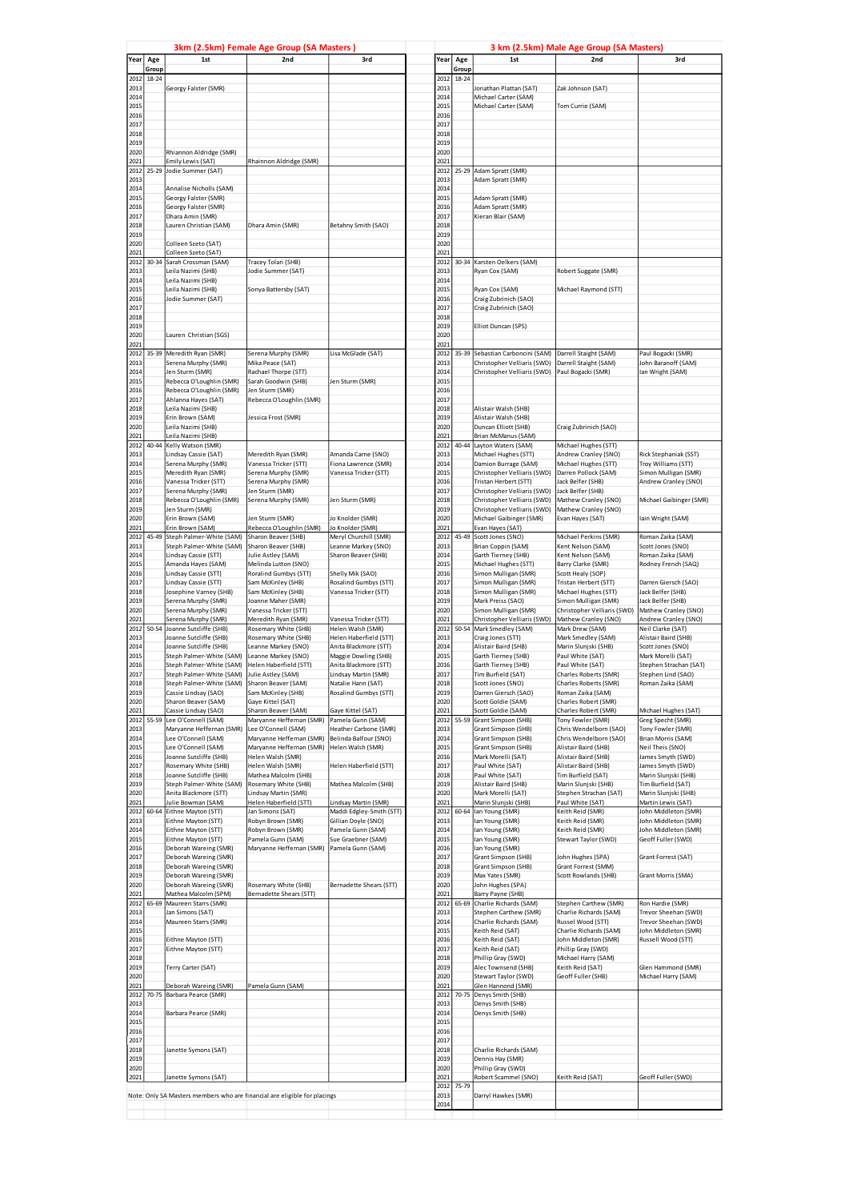## 3km (2.5km) Female Age Group (SA Masters )

| Year | Age Group | 1st | 2nd | 3rd |
|---|---|---|---|---|
| 2012 | 18-24 | | | |
| 2013 | | Georgy Falster (SMR) | | |
| 2014 | | | | |
| 2015 | | | | |
| 2016 | | | | |
| 2017 | | | | |
| 2018 | | | | |
| 2019 | | | | |
| 2020 | | Rhiannon Aldridge (SMR) | | |
| 2021 | | Emily Lewis (SAT) | Rhainnon Aldridge (SMR) | |
| 2012 | 25-29 | Jodie Summer (SAT) | | |
| 2013 | | | | |
| 2014 | | Annalise Nicholls (SAM) | | |
| 2015 | | Georgy Falster (SMR) | | |
| 2016 | | Georgy Falster (SMR) | | |
| 2017 | | Dhara Amin (SMR) | | |
| 2018 | | Lauren Christian (SAM) | Dhara Amin (SMR) | Betahny Smith (SAO) |
| 2019 | | | | |
| 2020 | | Colleen Szeto (SAT) | | |
| 2021 | | Colleen Szeto (SAT) | | |
| 2012 | 30-34 | Sarah Crossman (SAM) | Tracey Tolari (SHB) | |
| 2013 | | Leila Nazimi (SHB) | Jodie Summer (SAT) | |
| 2014 | | Leila Nazimi (SHB) | | |
| 2015 | | Leila Nazimi (SHB) | Sonya Battersby (SAT) | |
| 2016 | | Jodie Summer (SAT) | | |
| 2017 | | | | |
| 2018 | | | | |
| 2019 | | | | |
| 2020 | | Lauren Christian (SGS) | | |
| 2021 | | | | |
| 2012 | 35-39 | Meredith Ryan (SMR) | Serena Murphy (SMR) | Lisa McGlade (SAT) |
| 2013 | | Serena Murphy (SMR) | Mika Peace (SAT) | |
| 2014 | | Jen Sturm (SMR) | Rachael Thorpe (STT) | |
| 2015 | | Rebecca O'Loughlin (SMR) | Sarah Goodwin (SHB) | Jen Sturm (SMR) |
| 2016 | | Rebecca O'Loughlin (SMR) | Jen Sturm (SMR) | |
| 2017 | | Ahlanna Hayes (SAT) | Rebecca O'Loughlin (SMR) | |
| 2018 | | Leila Nazimi (SHB) | | |
| 2019 | | Erin Brown (SAM) | Jessica Frost (SMR) | |
| 2020 | | Leila Nazimi (SHB) | | |
| 2021 | | Leila Nazimi (SHB) | | |
| 2012 | 40-44 | Kelly Watson (SMR) | | |
| 2013 | | Lindsay Cassie (SAT) | Meredith Ryan (SMR) | Amanda Carne (SNO) |
| 2014 | | Serena Murphy (SMR) | Vanessa Tricker (STT) | Fiona Lawrence (SMR) |
| 2015 | | Meredith Ryan (SMR) | Serena Murphy (SMR) | Vanessa Tricker (STT) |
| 2016 | | Vanessa Tricker (STT) | Serena Murphy (SMR) | |
| 2017 | | Serena Murphy (SMR) | Jen Sturm (SMR) | |
| 2018 | | Rebecca O'Loughlin (SMR) | Serena Murphy (SMR) | Jen Sturm (SMR) |
| 2019 | | Jen Sturm (SMR) | | |
| 2020 | | Erin Brown (SAM) | Jen Sturm (SMR) | Jo Knolder (SMR) |
| 2021 | | Erin Brown (SAM) | Rebecca O'Loughlin (SMR) | Jo Knolder (SMR) |
| 2012 | 45-49 | Steph Palmer-White (SAM) | Sharon Beaver (SHB) | Meryl Churchill (SMR) |
| 2013 | | Steph Palmer-White (SAM) | Sharon Beaver (SHB) | Leanne Markey (SNO) |
| 2014 | | Lindsay Cassie (STT) | Julie Astley (SAM) | Sharon Beaver (SHB) |
| 2015 | | Amanda Hayes (SAM) | Melinda Lutton (SNO) | |
| 2016 | | Lindsay Cassie (STT) | Roralind Gumbys (STT) | Shelly Mik (SAO) |
| 2017 | | Lindsay Cassie (STT) | Sam McKinley (SHB) | Rosalind Gumbys (STT) |
| 2018 | | Josephine Varney (SHB) | Sam McKinley (SHB) | Vanessa Tricker (STT) |
| 2019 | | Serena Murphy (SMR) | Joanne Maher (SMR) | |
| 2020 | | Serena Murphy (SMR) | Vanessa Tricker (STT) | |
| 2021 | | Serena Murphy (SMR) | Meredith Ryan (SMR) | Vanessa Tricker (STT) |
| 2012 | 50-54 | Joanne Sutcliffe (SHB) | Rosemary White (SHB) | Helen Walsh (SMR) |
| 2013 | | Joanne Sutcliffe (SHB) | Rosemary White (SHB) | Helen Haberfield (STT) |
| 2014 | | Joanne Sutcliffe (SHB) | Leanne Markey (SNO) | Anita Blackmore (STT) |
| 2015 | | Steph Palmer-White (SAM) | Leanne Markey (SNO) | Maggie Dowling (SHB) |
| 2016 | | Steph Palmer-White (SAM) | Helen Haberfield (STT) | Anita Blackmore (STT) |
| 2017 | | Steph Palmer-White (SAM) | Julie Astley (SAM) | Lindsay Martin (SMR) |
| 2018 | | Steph Palmer-White (SAM) | Sharon Beaver (SAM) | Natalie Hann (SAT) |
| 2019 | | Cassie Lindsay (SAO) | Sam McKinley (SHB) | Rosalind Gumbys (STT) |
| 2020 | | Sharon Beaver (SAM) | Gaye Kittel (SAT) | |
| 2021 | | Cassie Lindsay (SAO) | Sharon Beaver (SAM) | Gaye Kittel (SAT) |
| 2012 | 55-59 | Lee O'Connell (SAM) | Maryanne Heffernan (SMR) | Pamela Gunn (SAM) |
| 2013 | | Maryanne Heffernan (SMR) | Lee O'Connell (SAM) | Heather Carbone (SMR) |
| 2014 | | Lee O'Connell (SAM) | Maryanne Heffernan (SMR) | Belinda Balfour (SNO) |
| 2015 | | Lee O'Connell (SAM) | Maryanne Heffernan (SMR) | Helen Walsh (SMR) |
| 2016 | | Joanne Sutcliffe (SHB) | Helen Walsh (SMR) | |
| 2017 | | Rosemary White (SHB) | Helen Walsh (SMR) | Helen Haberfield (STT) |
| 2018 | | Joanne Sutcliffe (SHB) | Mathea Malcolm (SHB) | |
| 2019 | | Steph Palmer-White (SAM) | Rosemary White (SHB) | Mathea Malcolm (SHB) |
| 2020 | | Anita Blackmore (STT) | Lindsay Martin (SMR) | |
| 2021 | | Julie Bowman (SAM) | Helen Haberfield (STT) | Lindsay Martin (SMR) |
| 2012 | 60-64 | Eithne Mayton (STT) | Jan Simons (SAT) | Maddi Edgley-Smith (STT) |
| 2013 | | Eithne Mayton (STT) | Robyn Brown (SMR) | Gillian Doyle (SNO) |
| 2014 | | Eithne Mayton (STT) | Robyn Brown (SMR) | Pamela Gunn (SAM) |
| 2015 | | Eithne Mayton (STT) | Pamela Gunn (SAM) | Sue Graebner (SAM) |
| 2016 | | Deborah Wareing (SMR) | Maryanne Heffernan (SMR) | Pamela Gunn (SAM) |
| 2017 | | Deborah Wareing (SMR) | | |
| 2018 | | Deborah Wareing (SMR) | | |
| 2019 | | Deborah Wareing (SMR) | | |
| 2020 | | Deborah Wareing (SMR) | Rosemary White (SHB) | Bernadette Shears (STT) |
| 2021 | | Mathea Malcolm (SPM) | Bernadette Shears (STT) | |
| 2012 | 65-69 | Maureen Starrs (SMR) | | |
| 2013 | | Jan Simons (SAT) | | |
| 2014 | | Maureen Starrs (SMR) | | |
| 2015 | | | | |
| 2016 | | Eithne Mayton (STT) | | |
| 2017 | | Eithne Mayton (STT) | | |
| 2018 | | | | |
| 2019 | | Terry Carter (SAT) | | |
| 2020 | | | | |
| 2021 | | Deborah Wareing (SMR) | Pamela Gunn (SAM) | |
| 2012 | 70-75 | Barbara Pearce (SMR) | | |
| 2013 | | | | |
| 2014 | | Barbara Pearce (SMR) | | |
| 2015 | | | | |
| 2016 | | | | |
| 2017 | | | | |
| 2018 | | Janette Symons (SAT) | | |
| 2019 | | | | |
| 2020 | | | | |
| 2021 | | Janette Symons (SAT) | | |

Note: Only SA Masters members who are financial are eligible for placings

## 3 km (2.5km) Male Age Group (SA Masters)

| Year | Age Group | 1st | 2nd | 3rd |
|---|---|---|---|---|
| 2012 | 18-24 | | | |
| 2013 | | Jonathan Plattan (SAT) | Zak Johnson (SAT) | |
| 2014 | | Michael Carter (SAM) | | |
| 2015 | | Michael Carter (SAM) | Tom Currie (SAM) | |
| 2016 | | | | |
| 2017 | | | | |
| 2018 | | | | |
| 2019 | | | | |
| 2020 | | | | |
| 2021 | | | | |
| 2012 | 25-29 | Adam Spratt (SMR) | | |
| 2013 | | Adam Spratt (SMR) | | |
| 2014 | | | | |
| 2015 | | Adam Spratt (SMR) | | |
| 2016 | | Adam Spratt (SMR) | | |
| 2017 | | Kieran Blair (SAM) | | |
| 2018 | | | | |
| 2019 | | | | |
| 2020 | | | | |
| 2021 | | | | |
| 2012 | 30-34 | Karsten Oelkers (SAM) | | |
| 2013 | | Ryan Cox (SAM) | Robert Suggate (SMR) | |
| 2014 | | | | |
| 2015 | | Ryan Cox (SAM) | Michael Raymond (STT) | |
| 2016 | | Craig Zubrinich (SAO) | | |
| 2017 | | Craig Zubrinich (SAO) | | |
| 2018 | | | | |
| 2019 | | Elliot Duncan (SPS) | | |
| 2020 | | | | |
| 2021 | | | | |
| 2012 | 35-39 | Sebastian Carboncini (SAM) | Darrell Staight (SAM) | Paul Bogacki (SMR) |
| 2013 | | Christopher Velliaris (SWD) | Darrell Staight (SAM) | John Baranoff (SAM) |
| 2014 | | Christopher Velliaris (SWD) | Paul Bogacki (SMR) | Ian Wright (SAM) |
| 2015 | | | | |
| 2016 | | | | |
| 2017 | | | | |
| 2018 | | Alistair Walsh (SHB) | | |
| 2019 | | Alistair Walsh (SHB) | | |
| 2020 | | Duncan Elliott (SHB) | Craig Zubrinich (SAO) | |
| 2021 | | Brian McManus (SAM) | | |
| 2012 | 40-44 | Layton Waters (SAM) | Michael Hughes (STT) | |
| 2013 | | Michael Hughes (STT) | Andrew Cranley (SNO) | Rick Stephaniak (SST) |
| 2014 | | Damion Burrage (SAM) | Michael Hughes (STT) | Troy Williams (STT) |
| 2015 | | Christopher Velliaris (SWD) | Darren Pollock (SAM) | Simon Mulligan (SMR) |
| 2016 | | Tristan Herbert (STT) | Jack Belfer (SHB) | Andrew Cranley (SNO) |
| 2017 | | Christopher Velliaris (SWD) | Jack Belfer (SHB) | |
| 2018 | | Christopher Velliaris (SWD) | Mathew Cranley (SNO) | Michael Gaibinger (SMR) |
| 2019 | | Christopher Velliaris (SWD) | Mathew Cranley (SNO) | |
| 2020 | | Michael Gaibinger (SMR) | Evan Hayes (SAT) | Iain Wright (SAM) |
| 2021 | | Evan Hayes (SAT) | | |
| 2012 | 45-49 | Scott Jones (SNO) | Michael Perkins (SMR) | Roman Zaika (SAM) |
| 2013 | | Brian Coppin (SAM) | Kent Nelson (SAM) | Scott Jones (SNO) |
| 2014 | | Garth Tierney (SHB) | Kent Nelson (SAM) | Roman Zaika (SAM) |
| 2015 | | Michael Hughes (STT) | Barry Clarke (SMR) | Rodney French (SAQ) |
| 2016 | | Simon Mulligan (SMR) | Scott Healy (SOP) | |
| 2017 | | Simon Mulligan (SMR) | Tristan Herbert (STT) | Darren Giersch (SAO) |
| 2018 | | Simon Mulligan (SMR) | Michael Hughes (STT) | Jack Belfer (SHB) |
| 2019 | | Mark Preiss (SAO) | Simon Mulligan (SMR) | Jack Belfer (SHB) |
| 2020 | | Simon Mulligan (SMR) | Christopher Velliaris (SWD) | Mathew Cranley (SNO) |
| 2021 | | Christopher Velliaris (SWD) | Mathew Cranley (SNO) | Andrew Cranley (SNO) |
| 2012 | 50-54 | Mark Smedley (SAM) | Mark Drew (SAM) | Neil Clarke (SAT) |
| 2013 | | Craig Jones (STT) | Mark Smedley (SAM) | Alistair Baird (SHB) |
| 2014 | | Alistair Baird (SHB) | Marin Slunjski (SHB) | Scott Jones (SNO) |
| 2015 | | Garth Tierney (SHB) | Paul White (SAT) | Mark Morelli (SAT) |
| 2016 | | Garth Tierney (SHB) | Paul White (SAT) | Stephen Strachan (SAT) |
| 2017 | | Tim Burfield (SAT) | Charles Roberts (SMR) | Stephen Lind (SAO) |
| 2018 | | Scott Jones (SNO) | Charles Roberts (SMR) | Roman Zaika (SAM) |
| 2019 | | Darren Giersch (SAO) | Roman Zaika (SAM) | |
| 2020 | | Scott Goldie (SAM) | Charles Robert (SMR) | |
| 2021 | | Scott Goldie (SAM) | Charles Robert (SMR) | Michael Hughes (SAT) |
| 2012 | 55-59 | Grant Simpson (SHB) | Tony Fowler (SMR) | Greg Specht (SMR) |
| 2013 | | Grant Simpson (SHB) | Chris Wendelborn (SAO) | Tony Fowler (SMR) |
| 2014 | | Grant Simpson (SHB) | Chris Wendelborn (SAO) | Brian Morris (SAM) |
| 2015 | | Grant Simpson (SHB) | Alistair Baird (SHB) | Neil Theis (SNO) |
| 2016 | | Mark Morelli (SAT) | Alistair Baird (SHB) | James Smyth (SWD) |
| 2017 | | Paul White (SAT) | Alistair Baird (SHB) | James Smyth (SWD) |
| 2018 | | Paul White (SAT) | Tim Burfield (SAT) | Marin Slunjski (SHB) |
| 2019 | | Alistair Baird (SHB) | Marin Slunjski (SHB) | Tim Burfield (SAT) |
| 2020 | | Mark Morelli (SAT) | Stephen Strachan (SAT) | Marin Slunjski (SHB) |
| 2021 | | Marin Slunjski (SHB) | Paul White (SAT) | Martin Lewis (SAT) |
| 2012 | 60-64 | Ian Young (SMR) | Keith Reid (SMR) | John Middleton (SMR) |
| 2013 | | Ian Young (SMR) | Keith Reid (SMR) | John Middleton (SMR) |
| 2014 | | Ian Young (SMR) | Keith Reid (SMR) | John Middleton (SMR) |
| 2015 | | Ian Young (SMR) | Stewart Taylor (SWD) | Geoff Fuller (SWD) |
| 2016 | | Ian Young (SMR) | | |
| 2017 | | Grant Simpson (SHB) | John Hughes (SPA) | Grant Forrest (SAT) |
| 2018 | | Grant Simpson (SHB) | Grant Forrest (SMM) | |
| 2019 | | Max Yates (SMR) | Scott Rowlands (SHB) | Grant Morris (SMA) |
| 2020 | | John Hughes (SPA) | | |
| 2021 | | Barry Payne (SHB) | | |
| 2012 | 65-69 | Charlie Richards (SAM) | Stephen Carthew (SMR) | Ron Hardie (SMR) |
| 2013 | | Stephen Carthew (SMR) | Charlie Richards (SAM) | Trevor Sheehan (SWD) |
| 2014 | | Charlie Richards (SAM) | Russel Wood (STT) | Trevor Sheehan (SWD) |
| 2015 | | Keith Reid (SAT) | Charlie Richards (SAM) | John Middleton (SMR) |
| 2016 | | Keith Reid (SAT) | John Middleton (SMR) | Russell Wood (STT) |
| 2017 | | Keith Reid (SAT) | Phillip Gray (SWD) | |
| 2018 | | Phillip Gray (SWD) | Michael Harry (SAM) | |
| 2019 | | Alec Townsend (SHB) | Keith Reid (SAT) | Glen Hammond (SMR) |
| 2020 | | Stewart Taylor (SWD) | Geoff Fuller (SHB) | Michael Harry (SAM) |
| 2021 | | Glen Hannond (SMR) | | |
| 2012 | 70-75 | Denys Smith (SHB) | | |
| 2013 | | Denys Smith (SHB) | | |
| 2014 | | Denys Smith (SHB) | | |
| 2015 | | | | |
| 2016 | | | | |
| 2017 | | | | |
| 2018 | | Charlie Richards (SAM) | | |
| 2019 | | Dennis Hay (SMR) | | |
| 2020 | | Phillip Gray (SWD) | | |
| 2021 | | Robert Scammel (SNO) | Keith Reid (SAT) | Geoff Fuller (SWD) |
| 2012 | 75-79 | | | |
| 2013 | | Darryl Hawkes (SMR) | | |
| 2014 | | | | |